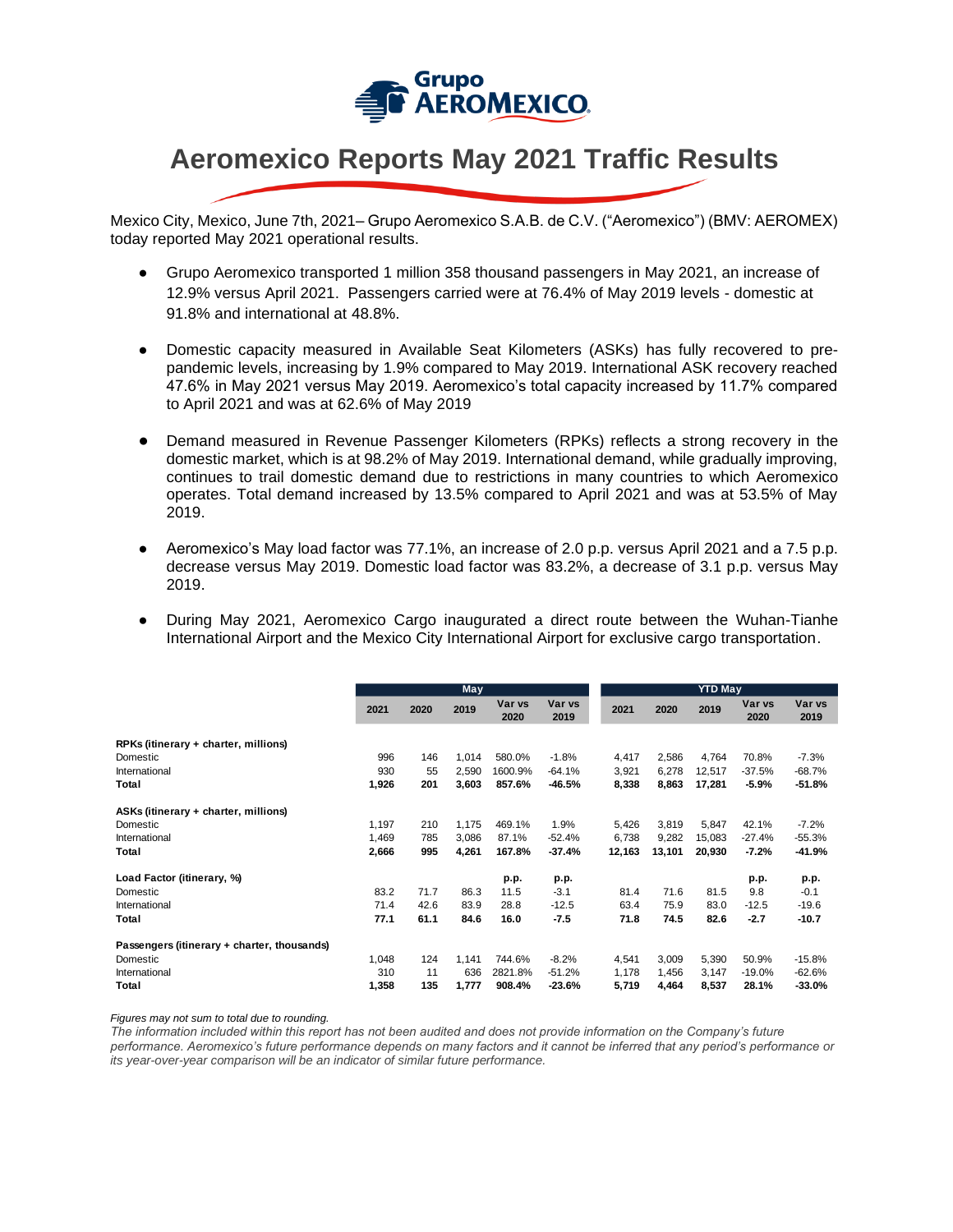# Aeromexico Reports May 2021 Traffic Results

Mexico City, Mexico, June 7th, 2021– Grupo Aeromexico S.A.B. de C.V. ("Aeromexico") (BMV: AEROMEX) today reported May 2021 operational results.

- Grupo Aeromexico transported 1 million 358 thousand passengers in May 2021, an increase of 12.9% versus April 2021. Passengers carried were at 76.4% of May 2019 levels - domestic at 91.8% and international at 48.8%.

- Domestic capacity measured in Available Seat Kilometers (ASKs) has fully recovered to pre-pandemic levels, increasing by 1.9% compared to May 2019. International ASK recovery reached 47.6% in May 2021 versus May 2019. Aeromexico's total capacity increased by 11.7% compared to April 2021 and was at 62.6% of May 2019

- Demand measured in Revenue Passenger Kilometers (RPKs) reflects a strong recovery in the domestic market, which is at 98.2% of May 2019. International demand, while gradually improving, continues to trail domestic demand due to restrictions in many countries to which Aeromexico operates. Total demand increased by 13.5% compared to April 2021 and was at 53.5% of May 2019.

- Aeromexico's May load factor was 77.1%, an increase of 2.0 p.p. versus April 2021 and a 7.5 p.p. decrease versus May 2019. Domestic load factor was 83.2%, a decrease of 3.1 p.p. versus May 2019.

- During May 2021, Aeromexico Cargo inaugurated a direct route between the Wuhan-Tianhe International Airport and the Mexico City International Airport for exclusive cargo transportation.

| | May | | | | | YTD May | | | | |
|---|---|---|---|---|---|---|---|---|---|---|
| | 2021 | 2020 | 2019 | Var vs 2020 | Var vs 2019 | 2021 | 2020 | 2019 | Var vs 2020 | Var vs 2019 |
| **RPKs (itinerary + charter, millions)** | | | | | | | | | | |
| Domestic | 996 | 146 | 1,014 | 580.0% | -1.8% | 4,417 | 2,586 | 4,764 | 70.8% | -7.3% |
| International | 930 | 55 | 2,590 | 1600.9% | -64.1% | 3,921 | 6,278 | 12,517 | -37.5% | -68.7% |
| **Total** | **1,926** | **201** | **3,603** | **857.6%** | **-46.5%** | **8,338** | **8,863** | **17,281** | **-5.9%** | **-51.8%** |
| **ASKs (itinerary + charter, millions)** | | | | | | | | | | |
| Domestic | 1,197 | 210 | 1,175 | 469.1% | 1.9% | 5,426 | 3,819 | 5,847 | 42.1% | -7.2% |
| International | 1,469 | 785 | 3,086 | 87.1% | -52.4% | 6,738 | 9,282 | 15,083 | -27.4% | -55.3% |
| **Total** | **2,666** | **995** | **4,261** | **167.8%** | **-37.4%** | **12,163** | **13,101** | **20,930** | **-7.2%** | **-41.9%** |
| **Load Factor (itinerary, %)** | | | | **p.p.** | **p.p.** | | | | **p.p.** | **p.p.** |
| Domestic | 83.2 | 71.7 | 86.3 | 11.5 | -3.1 | 81.4 | 71.6 | 81.5 | 9.8 | -0.1 |
| International | 71.4 | 42.6 | 83.9 | 28.8 | -12.5 | 63.4 | 75.9 | 83.0 | -12.5 | -19.6 |
| **Total** | **77.1** | **61.1** | **84.6** | **16.0** | **-7.5** | **71.8** | **74.5** | **82.6** | **-2.7** | **-10.7** |
| **Passengers (itinerary + charter, thousands)** | | | | | | | | | | |
| Domestic | 1,048 | 124 | 1,141 | 744.6% | -8.2% | 4,541 | 3,009 | 5,390 | 50.9% | -15.8% |
| International | 310 | 11 | 636 | 2821.8% | -51.2% | 1,178 | 1,456 | 3,147 | -19.0% | -62.6% |
| **Total** | **1,358** | **135** | **1,777** | **908.4%** | **-23.6%** | **5,719** | **4,464** | **8,537** | **28.1%** | **-33.0%** |

*Figures may not sum to total due to rounding.*
*The information included within this report has not been audited and does not provide information on the Company's future performance. Aeromexico's future performance depends on many factors and it cannot be inferred that any period's performance or its year-over-year comparison will be an indicator of similar future performance.*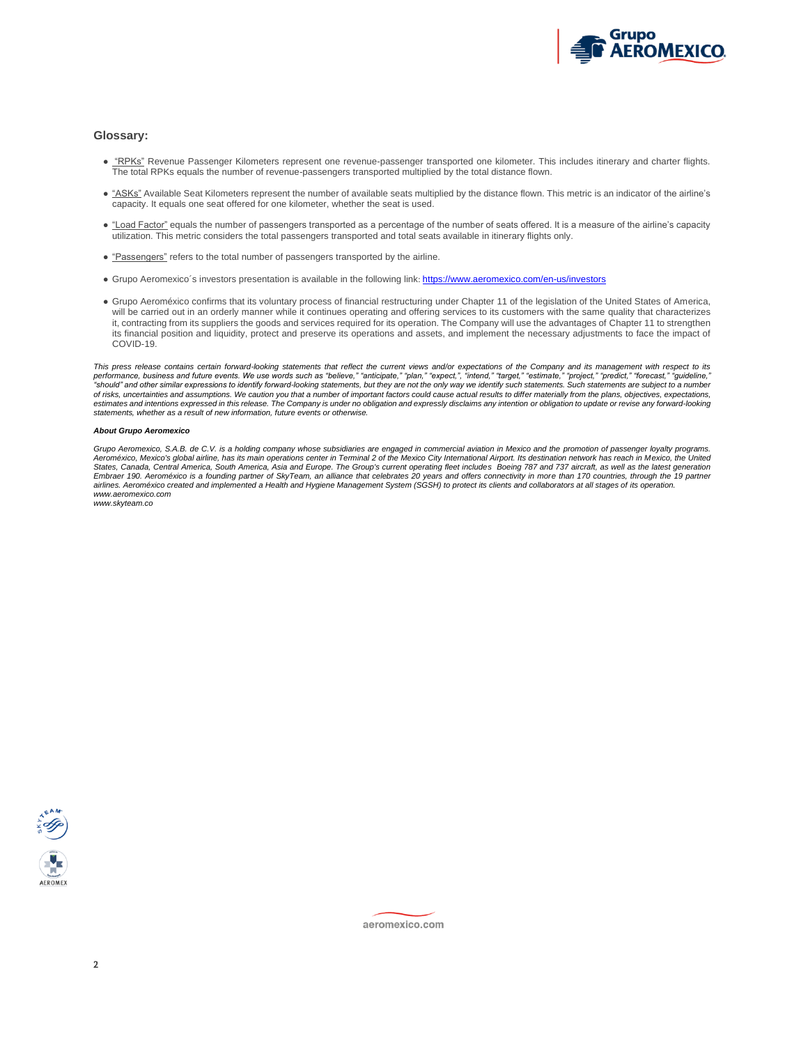## Glossary:

- "RPKs" Revenue Passenger Kilometers represent one revenue-passenger transported one kilometer. This includes itinerary and charter flights. The total RPKs equals the number of revenue-passengers transported multiplied by the total distance flown.

- "ASKs" Available Seat Kilometers represent the number of available seats multiplied by the distance flown. This metric is an indicator of the airline's capacity. It equals one seat offered for one kilometer, whether the seat is used.

- "Load Factor" equals the number of passengers transported as a percentage of the number of seats offered. It is a measure of the airline's capacity utilization. This metric considers the total passengers transported and total seats available in itinerary flights only.

- "Passengers" refers to the total number of passengers transported by the airline.

- Grupo Aeromexico´s investors presentation is available in the following link: https://www.aeromexico.com/en-us/investors

- Grupo Aeroméxico confirms that its voluntary process of financial restructuring under Chapter 11 of the legislation of the United States of America, will be carried out in an orderly manner while it continues operating and offering services to its customers with the same quality that characterizes it, contracting from its suppliers the goods and services required for its operation. The Company will use the advantages of Chapter 11 to strengthen its financial position and liquidity, protect and preserve its operations and assets, and implement the necessary adjustments to face the impact of COVID-19.

*This press release contains certain forward-looking statements that reflect the current views and/or expectations of the Company and its management with respect to its performance, business and future events. We use words such as "believe," "anticipate," "plan," "expect,", "intend," "target," "estimate," "project," "predict," "forecast," "guideline," "should" and other similar expressions to identify forward-looking statements, but they are not the only way we identify such statements. Such statements are subject to a number of risks, uncertainties and assumptions. We caution you that a number of important factors could cause actual results to differ materially from the plans, objectives, expectations, estimates and intentions expressed in this release. The Company is under no obligation and expressly disclaims any intention or obligation to update or revise any forward-looking statements, whether as a result of new information, future events or otherwise.*

***About Grupo Aeromexico***

*Grupo Aeromexico, S.A.B. de C.V. is a holding company whose subsidiaries are engaged in commercial aviation in Mexico and the promotion of passenger loyalty programs. Aeroméxico, Mexico's global airline, has its main operations center in Terminal 2 of the Mexico City International Airport. Its destination network has reach in Mexico, the United States, Canada, Central America, South America, Asia and Europe. The Group's current operating fleet includes Boeing 787 and 737 aircraft, as well as the latest generation Embraer 190. Aeroméxico is a founding partner of SkyTeam, an alliance that celebrates 20 years and offers connectivity in more than 170 countries, through the 19 partner airlines. Aeroméxico created and implemented a Health and Hygiene Management System (SGSH) to protect its clients and collaborators at all stages of its operation.*
*www.aeromexico.com*
*www.skyteam.co*